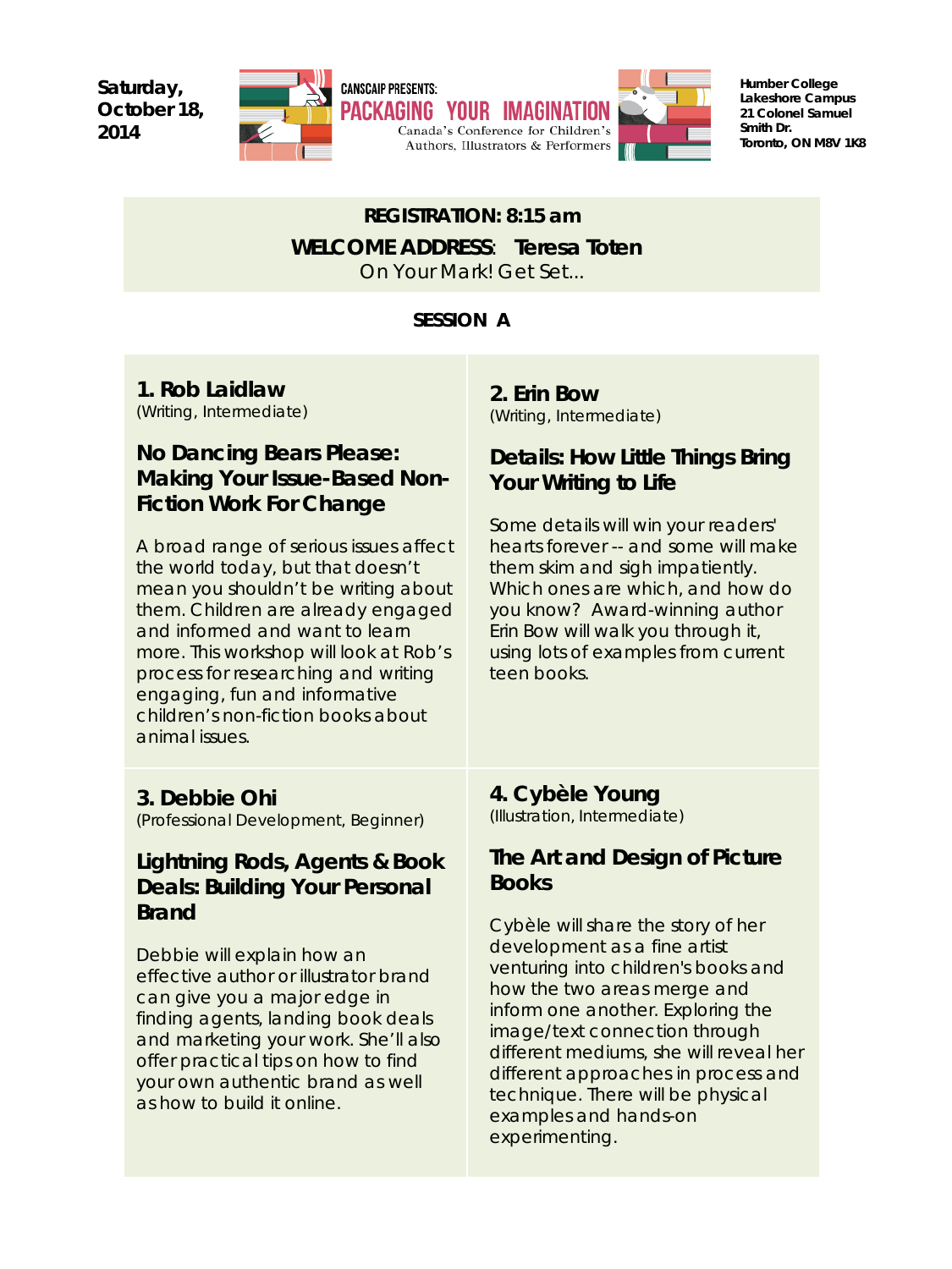**Saturday, October 18, 2014**

CANSCAIP PRESENTS:

# PACKAGING YOUR IMAGINATION

Canada's Conference for Children's Authors, Illustrators & Performers

**Humber College Lakeshore Campus**
**21 Colonel Samuel Smith Dr.**
**Toronto, ON M8V 1K8**

**REGISTRATION: 8:15 am**

**WELCOME ADDRESS**: **Teresa Toten**

On Your Mark! Get Set...

## SESSION A

### 1. Rob Laidlaw

(Writing, Intermediate)

#### No Dancing Bears Please: Making Your Issue-Based Non-Fiction Work For Change

A broad range of serious issues affect the world today, but that doesn't mean you shouldn't be writing about them. Children are already engaged and informed and want to learn more. This workshop will look at Rob's process for researching and writing engaging, fun and informative children's non-fiction books about animal issues.

### 2. Erin Bow

(Writing, Intermediate)

#### Details: How Little Things Bring Your Writing to Life

Some details will win your readers' hearts forever -- and some will make them skim and sigh impatiently. Which ones are which, and how do you know? Award-winning author Erin Bow will walk you through it, using lots of examples from current teen books.

### 3. Debbie Ohi

(Professional Development, Beginner)

#### Lightning Rods, Agents & Book Deals: Building Your Personal Brand

Debbie will explain how an effective author or illustrator brand can give you a major edge in finding agents, landing book deals and marketing your work. She'll also offer practical tips on how to find your own authentic brand as well as how to build it online.

### 4. Cybèle Young

(Illustration, Intermediate)

#### The Art and Design of Picture Books

Cybèle will share the story of her development as a fine artist venturing into children's books and how the two areas merge and inform one another. Exploring the image/text connection through different mediums, she will reveal her different approaches in process and technique. There will be physical examples and hands-on experimenting.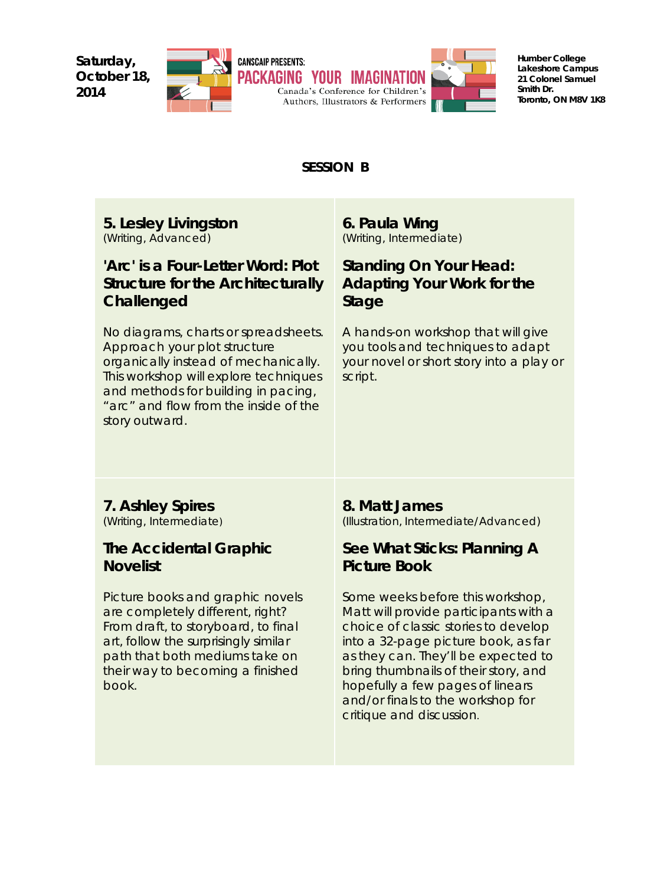## SESSION B

### 5. Lesley Livingston
(Writing, Advanced)

#### 'Arc' is a Four-Letter Word: Plot Structure for the Architecturally Challenged

No diagrams, charts or spreadsheets. Approach your plot structure organically instead of mechanically. This workshop will explore techniques and methods for building in pacing, "arc" and flow from the inside of the story outward.

### 6. Paula Wing
(Writing, Intermediate)

#### Standing On Your Head: Adapting Your Work for the Stage

A hands-on workshop that will give you tools and techniques to adapt your novel or short story into a play or script.

### 7. Ashley Spires
(Writing, Intermediate)

#### The Accidental Graphic Novelist

Picture books and graphic novels are completely different, right? From draft, to storyboard, to final art, follow the surprisingly similar path that both mediums take on their way to becoming a finished book.

### 8. Matt James
(Illustration, Intermediate/Advanced)

#### See What Sticks: Planning A Picture Book

Some weeks before this workshop, Matt will provide participants with a choice of classic stories to develop into a 32-page picture book, as far as they can. They'll be expected to bring thumbnails of their story, and hopefully a few pages of linears and/or finals to the workshop for critique and discussion.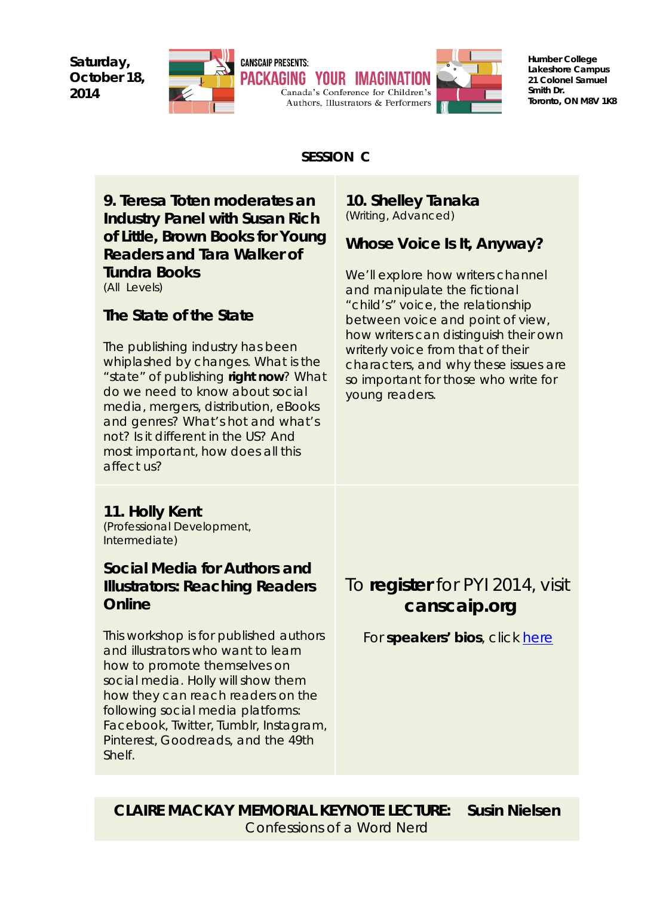Saturday, October 18, 2014

CANSCAIP PRESENTS:
PACKAGING YOUR IMAGINATION
Canada's Conference for Children's Authors, Illustrators & Performers

Humber College Lakeshore Campus
21 Colonel Samuel Smith Dr.
Toronto, ON M8V 1K8

## SESSION C

### 9. Teresa Toten moderates an Industry Panel with Susan Rich of Little, Brown Books for Young Readers and Tara Walker of Tundra Books

(All Levels)

#### The State of the State

The publishing industry has been whiplashed by changes. What is the "state" of publishing **right now**? What do we need to know about social media, mergers, distribution, eBooks and genres? What's hot and what's not? Is it different in the US? And most important, how does all this affect us?

### 10. Shelley Tanaka

(Writing, Advanced)

#### Whose Voice Is It, Anyway?

We'll explore how writers channel and manipulate the fictional "child's" voice, the relationship between voice and point of view, how writers can distinguish their own writerly voice from that of their characters, and why these issues are so important for those who write for young readers.

### 11. Holly Kent

(Professional Development, Intermediate)

#### Social Media for Authors and Illustrators: Reaching Readers Online

This workshop is for published authors and illustrators who want to learn how to promote themselves on social media. Holly will show them how they can reach readers on the following social media platforms: Facebook, Twitter, Tumblr, Instagram, Pinterest, Goodreads, and the 49th Shelf.

To **register** for PYI 2014, visit **canscaip.org**

For **speakers' bios**, click here

**CLAIRE MACKAY MEMORIAL KEYNOTE LECTURE: Susin Nielsen**
Confessions of a Word Nerd